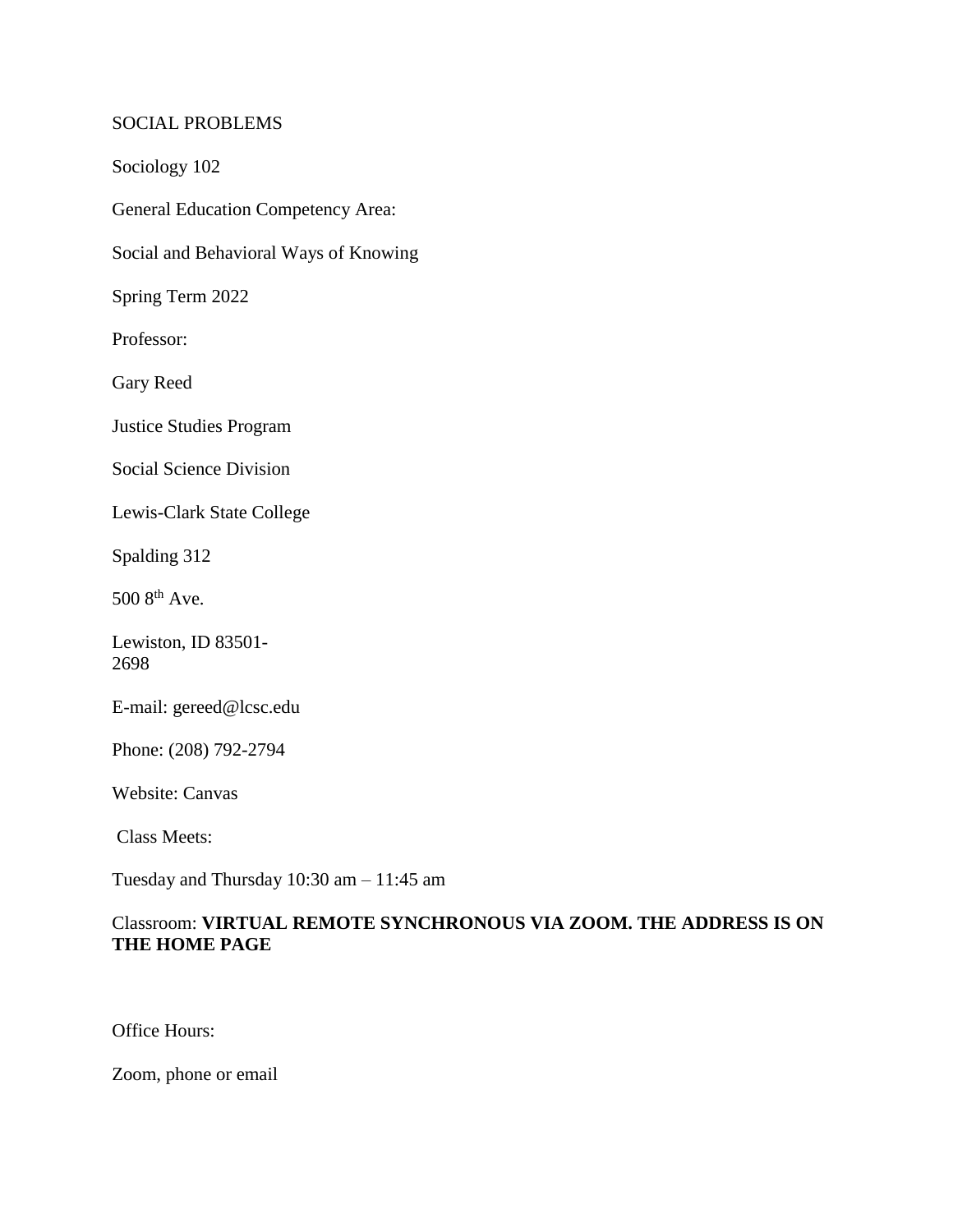SOCIAL PROBLEMS

Sociology 102

General Education Competency Area:

Social and Behavioral Ways of Knowing

Spring Term 2022

Professor:

Gary Reed

Justice Studies Program

Social Science Division

Lewis-Clark State College

Spalding 312

500 8th Ave.

Lewiston, ID 83501-2698

E-mail: gereed@lcsc.edu

Phone: (208) 792-2794

Website: Canvas

Class Meets:

Tuesday and Thursday 10:30 am – 11:45 am

Classroom: **VIRTUAL REMOTE SYNCHRONOUS VIA ZOOM. THE ADDRESS IS ON THE HOME PAGE**

Office Hours:

Zoom, phone or email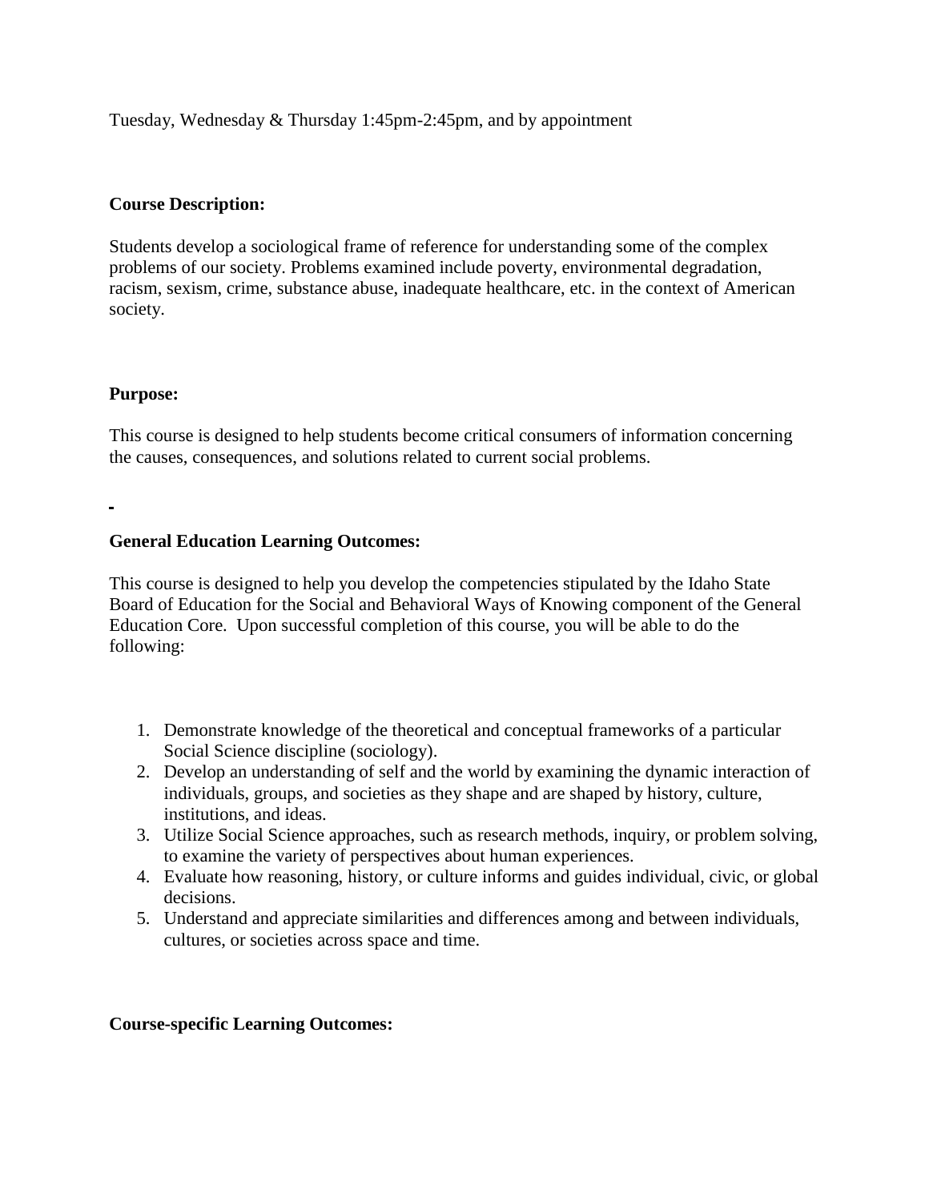Tuesday, Wednesday & Thursday 1:45pm-2:45pm, and by appointment

**Course Description:**

Students develop a sociological frame of reference for understanding some of the complex problems of our society. Problems examined include poverty, environmental degradation, racism, sexism, crime, substance abuse, inadequate healthcare, etc. in the context of American society.

**Purpose:**

This course is designed to help students become critical consumers of information concerning the causes, consequences, and solutions related to current social problems.

**General Education Learning Outcomes:**

This course is designed to help you develop the competencies stipulated by the Idaho State Board of Education for the Social and Behavioral Ways of Knowing component of the General Education Core. Upon successful completion of this course, you will be able to do the following:

1. Demonstrate knowledge of the theoretical and conceptual frameworks of a particular Social Science discipline (sociology).
2. Develop an understanding of self and the world by examining the dynamic interaction of individuals, groups, and societies as they shape and are shaped by history, culture, institutions, and ideas.
3. Utilize Social Science approaches, such as research methods, inquiry, or problem solving, to examine the variety of perspectives about human experiences.
4. Evaluate how reasoning, history, or culture informs and guides individual, civic, or global decisions.
5. Understand and appreciate similarities and differences among and between individuals, cultures, or societies across space and time.

**Course-specific Learning Outcomes:**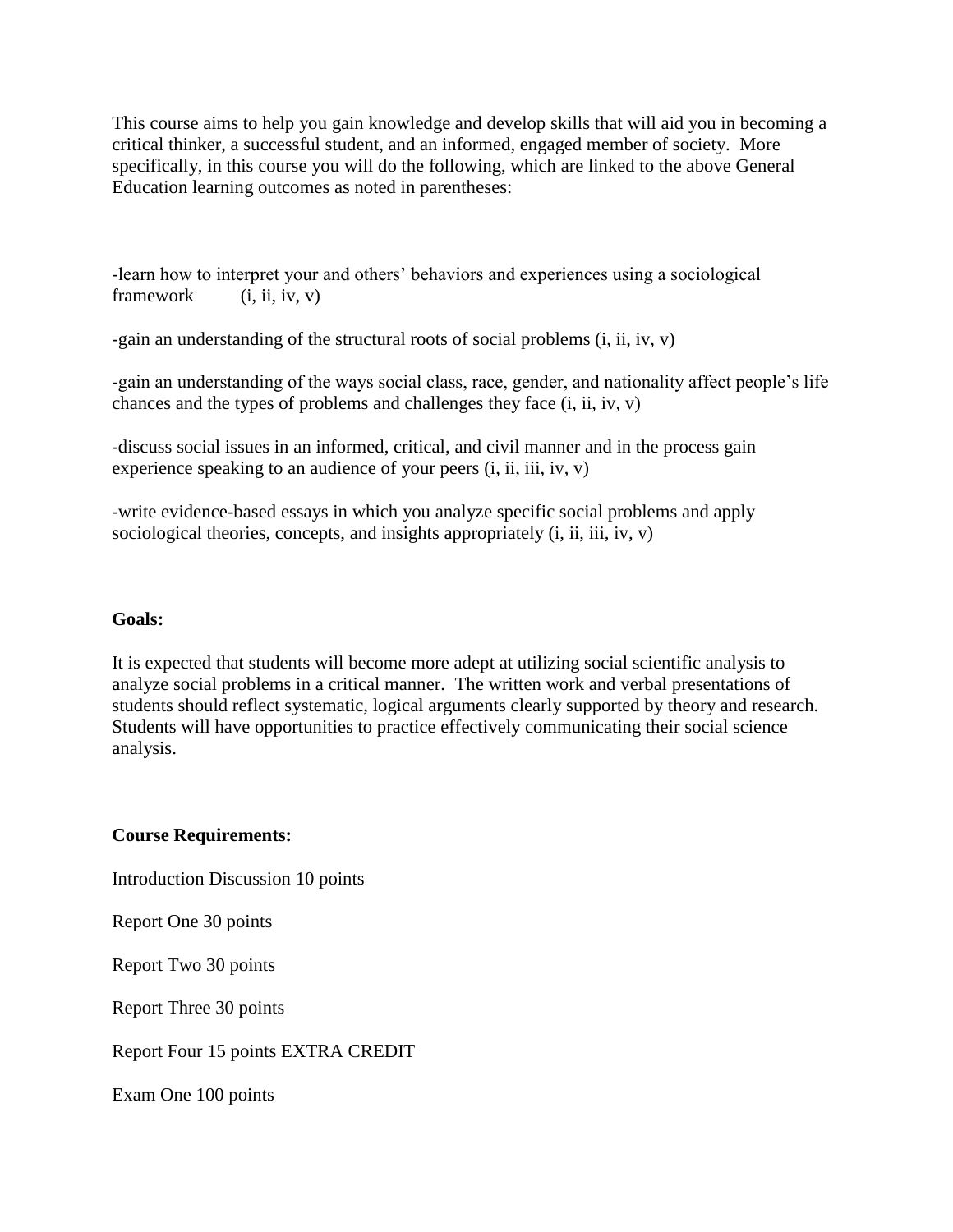This course aims to help you gain knowledge and develop skills that will aid you in becoming a critical thinker, a successful student, and an informed, engaged member of society. More specifically, in this course you will do the following, which are linked to the above General Education learning outcomes as noted in parentheses:

-learn how to interpret your and others' behaviors and experiences using a sociological framework (i, ii, iv, v)

-gain an understanding of the structural roots of social problems (i, ii, iv, v)

-gain an understanding of the ways social class, race, gender, and nationality affect people's life chances and the types of problems and challenges they face (i, ii, iv, v)

-discuss social issues in an informed, critical, and civil manner and in the process gain experience speaking to an audience of your peers (i, ii, iii, iv, v)

-write evidence-based essays in which you analyze specific social problems and apply sociological theories, concepts, and insights appropriately (i, ii, iii, iv, v)

**Goals:**

It is expected that students will become more adept at utilizing social scientific analysis to analyze social problems in a critical manner. The written work and verbal presentations of students should reflect systematic, logical arguments clearly supported by theory and research. Students will have opportunities to practice effectively communicating their social science analysis.

**Course Requirements:**

Introduction Discussion 10 points

Report One 30 points

Report Two 30 points

Report Three 30 points

Report Four 15 points EXTRA CREDIT

Exam One 100 points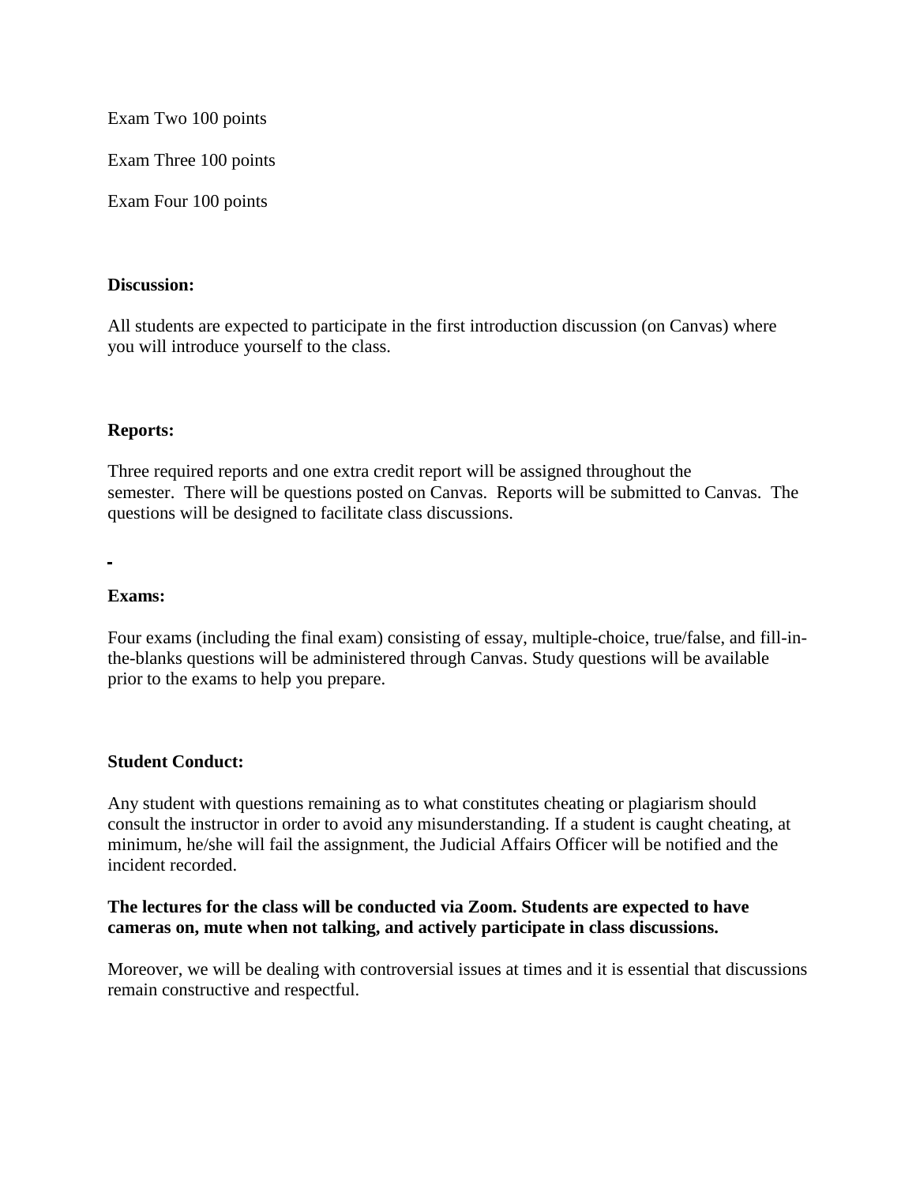Exam Two 100 points

Exam Three 100 points

Exam Four 100 points

**Discussion:**

All students are expected to participate in the first introduction discussion (on Canvas) where you will introduce yourself to the class.

**Reports:**

Three required reports and one extra credit report will be assigned throughout the semester. There will be questions posted on Canvas. Reports will be submitted to Canvas. The questions will be designed to facilitate class discussions.

**Exams:**

Four exams (including the final exam) consisting of essay, multiple-choice, true/false, and fill-in-the-blanks questions will be administered through Canvas. Study questions will be available prior to the exams to help you prepare.

**Student Conduct:**

Any student with questions remaining as to what constitutes cheating or plagiarism should consult the instructor in order to avoid any misunderstanding. If a student is caught cheating, at minimum, he/she will fail the assignment, the Judicial Affairs Officer will be notified and the incident recorded.

**The lectures for the class will be conducted via Zoom. Students are expected to have cameras on, mute when not talking, and actively participate in class discussions.**

Moreover, we will be dealing with controversial issues at times and it is essential that discussions remain constructive and respectful.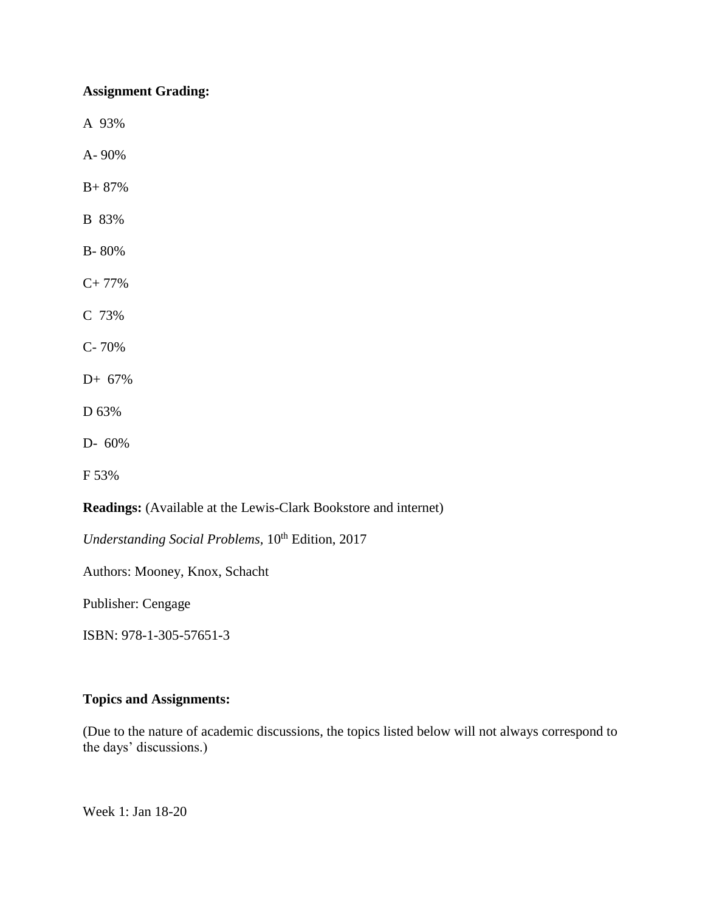**Assignment Grading:**

A 93%

A- 90%

B+ 87%

B 83%

B- 80%

C+ 77%

C 73%

C- 70%

D+ 67%

D 63%

D- 60%

F 53%

**Readings:** (Available at the Lewis-Clark Bookstore and internet)

*Understanding Social Problems,* 10th Edition, 2017

Authors: Mooney, Knox, Schacht

Publisher: Cengage

ISBN: 978-1-305-57651-3

**Topics and Assignments:**

(Due to the nature of academic discussions, the topics listed below will not always correspond to the days' discussions.)

Week 1: Jan 18-20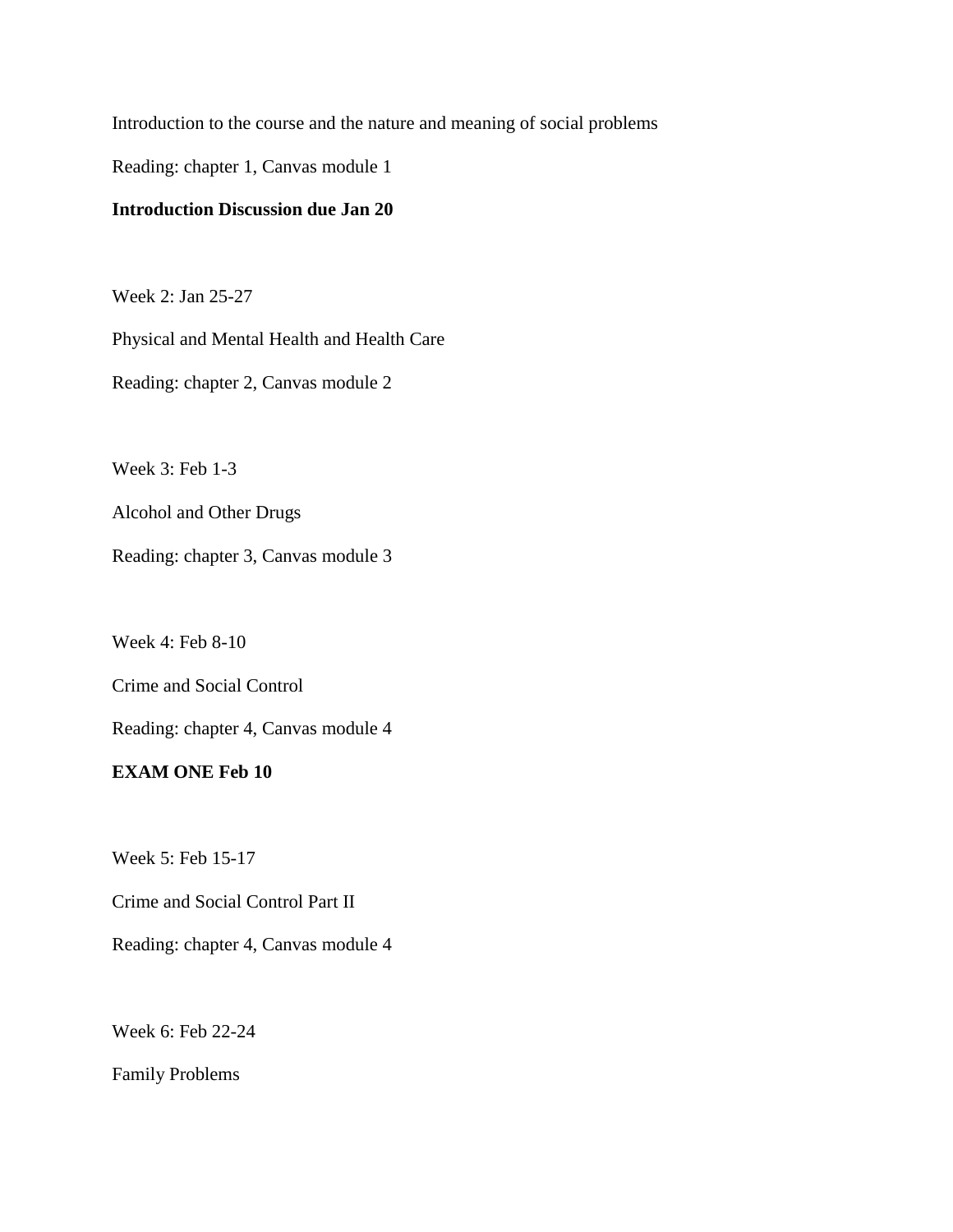Introduction to the course and the nature and meaning of social problems

Reading: chapter 1, Canvas module 1

**Introduction Discussion due Jan 20**

Week 2: Jan 25-27

Physical and Mental Health and Health Care

Reading: chapter 2, Canvas module 2

Week 3: Feb 1-3

Alcohol and Other Drugs

Reading: chapter 3, Canvas module 3

Week 4: Feb 8-10

Crime and Social Control

Reading: chapter 4, Canvas module 4

**EXAM ONE Feb 10**

Week 5: Feb 15-17

Crime and Social Control Part II

Reading: chapter 4, Canvas module 4

Week 6: Feb 22-24

Family Problems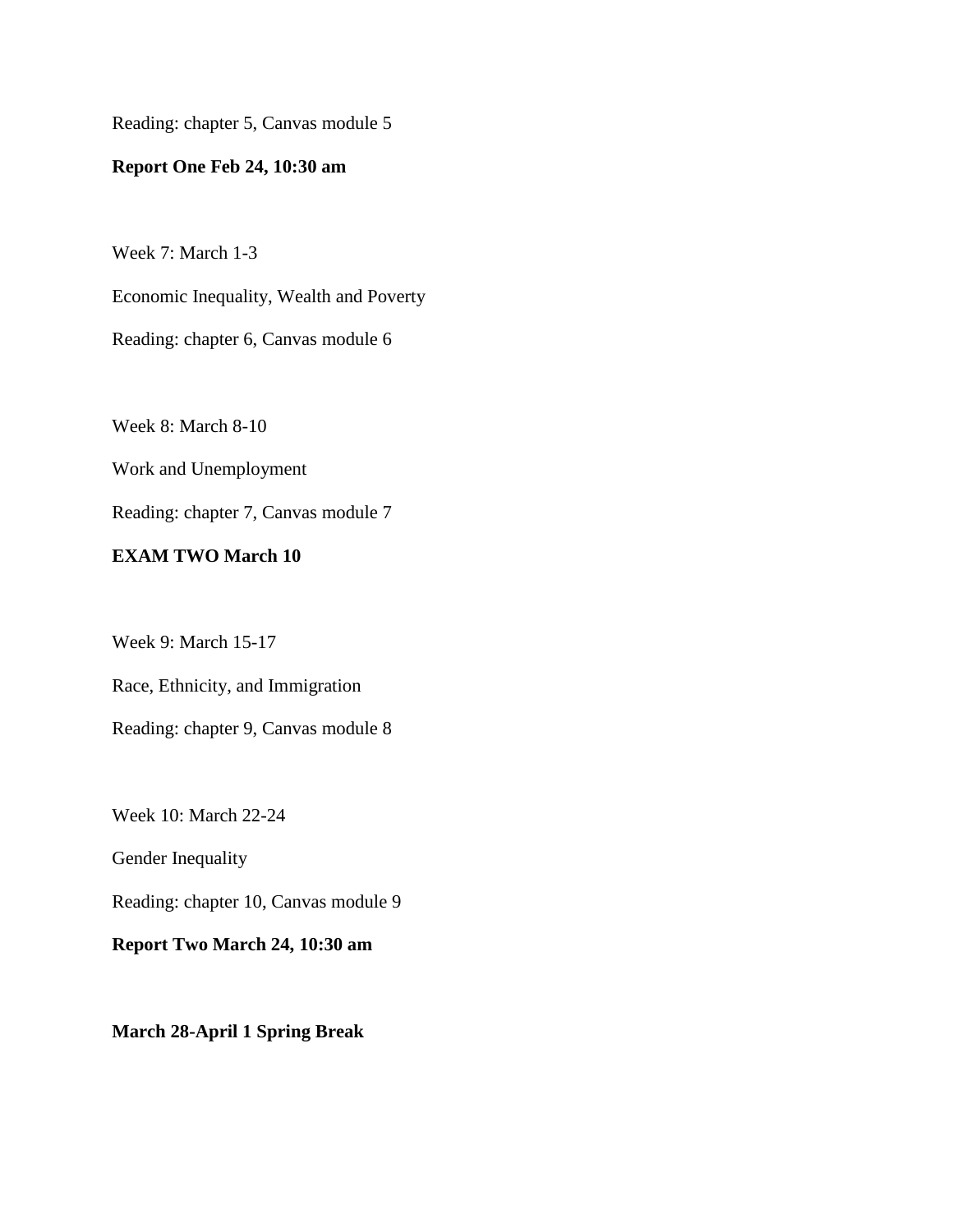Reading: chapter 5, Canvas module 5

**Report One Feb 24, 10:30 am**

Week 7: March 1-3

Economic Inequality, Wealth and Poverty

Reading: chapter 6, Canvas module 6

Week 8: March 8-10

Work and Unemployment

Reading: chapter 7, Canvas module 7

**EXAM TWO March 10**

Week 9: March 15-17

Race, Ethnicity, and Immigration

Reading: chapter 9, Canvas module 8

Week 10: March 22-24

Gender Inequality

Reading: chapter 10, Canvas module 9

**Report Two March 24, 10:30 am**

**March 28-April 1 Spring Break**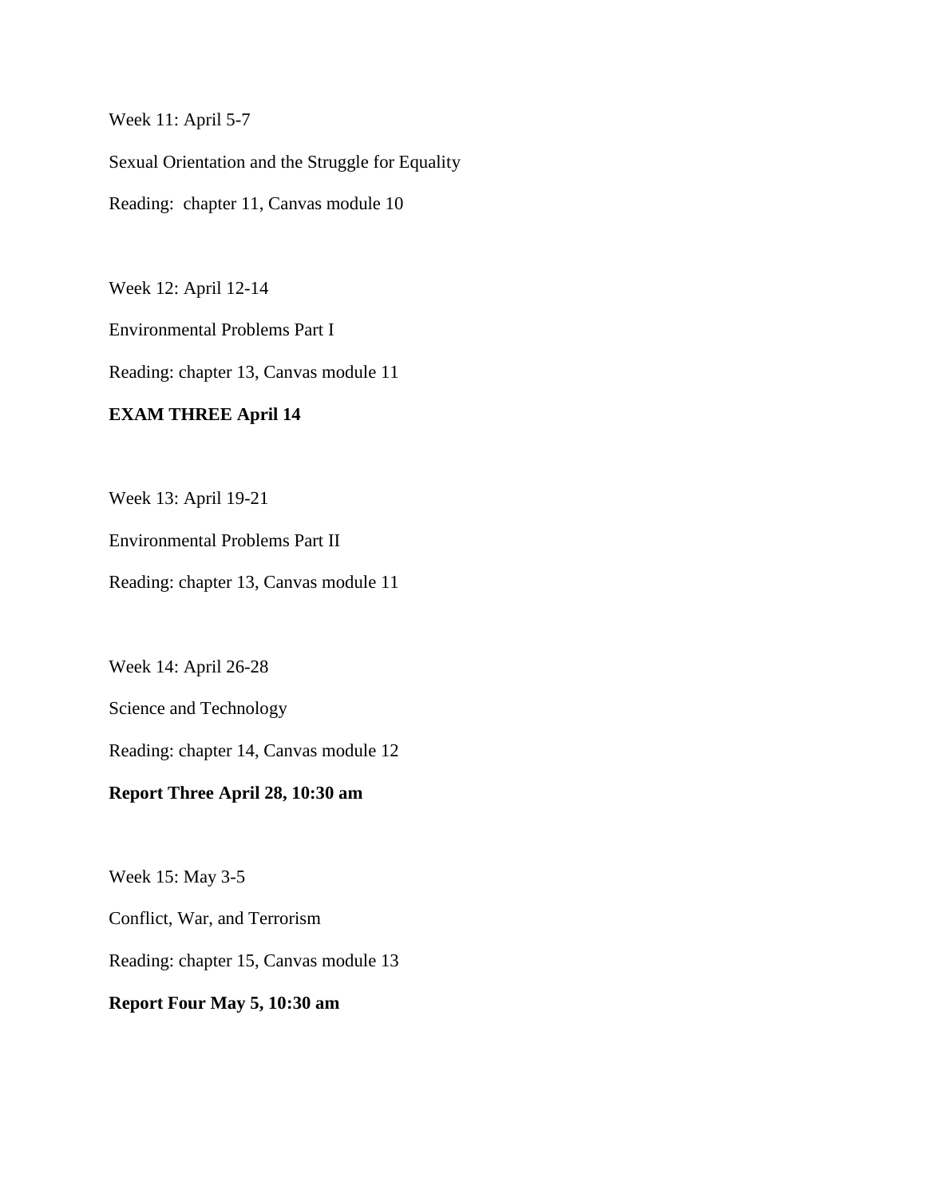Week 11: April 5-7

Sexual Orientation and the Struggle for Equality

Reading: chapter 11, Canvas module 10

Week 12: April 12-14

Environmental Problems Part I

Reading: chapter 13, Canvas module 11

**EXAM THREE April 14**

Week 13: April 19-21

Environmental Problems Part II

Reading: chapter 13, Canvas module 11

Week 14: April 26-28

Science and Technology

Reading: chapter 14, Canvas module 12

**Report Three April 28, 10:30 am**

Week 15: May 3-5

Conflict, War, and Terrorism

Reading: chapter 15, Canvas module 13

**Report Four May 5, 10:30 am**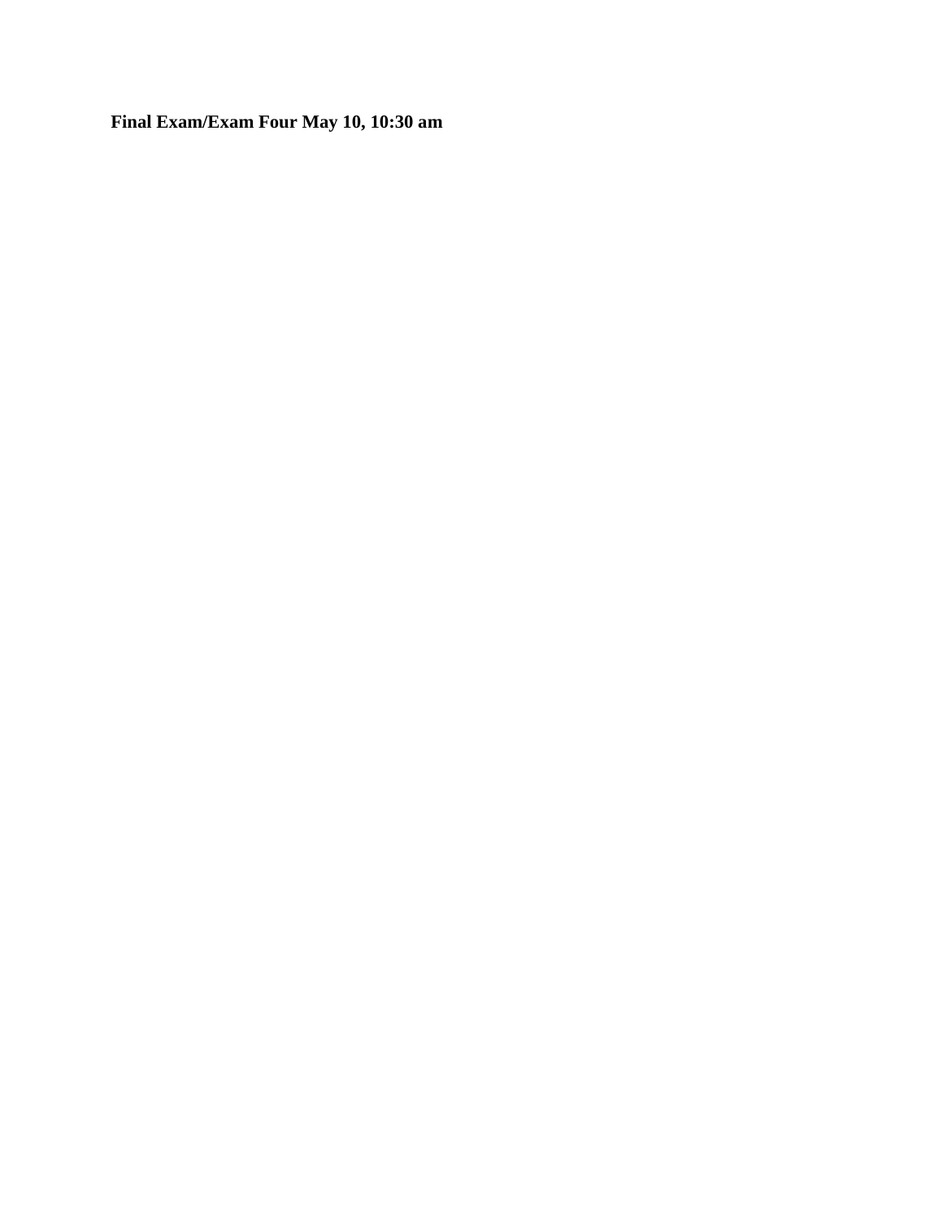**Final Exam/Exam Four May 10, 10:30 am**